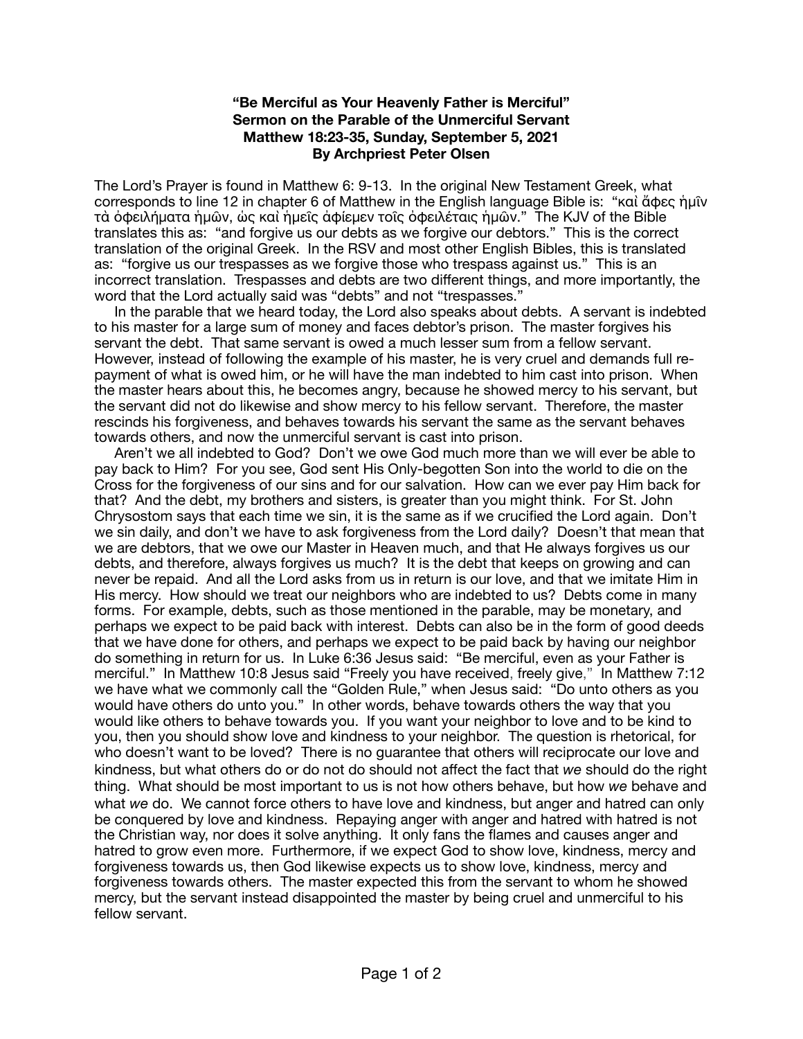**"Be Merciful as Your Heavenly Father is Merciful"**
**Sermon on the Parable of the Unmerciful Servant**
**Matthew 18:23-35, Sunday, September 5, 2021**
**By Archpriest Peter Olsen**

The Lord's Prayer is found in Matthew 6: 9-13. In the original New Testament Greek, what corresponds to line 12 in chapter 6 of Matthew in the English language Bible is: "καὶ ἄφες ἡμῖν τὰ ὀφειλήματα ἡμῶν, ὡς καὶ ἡμεῖς ἀφίεμεν τοῖς ὀφειλέταις ἡμῶν." The KJV of the Bible translates this as: "and forgive us our debts as we forgive our debtors." This is the correct translation of the original Greek. In the RSV and most other English Bibles, this is translated as: "forgive us our trespasses as we forgive those who trespass against us." This is an incorrect translation. Trespasses and debts are two different things, and more importantly, the word that the Lord actually said was "debts" and not "trespasses."

In the parable that we heard today, the Lord also speaks about debts. A servant is indebted to his master for a large sum of money and faces debtor's prison. The master forgives his servant the debt. That same servant is owed a much lesser sum from a fellow servant. However, instead of following the example of his master, he is very cruel and demands full re-payment of what is owed him, or he will have the man indebted to him cast into prison. When the master hears about this, he becomes angry, because he showed mercy to his servant, but the servant did not do likewise and show mercy to his fellow servant. Therefore, the master rescinds his forgiveness, and behaves towards his servant the same as the servant behaves towards others, and now the unmerciful servant is cast into prison.

Aren't we all indebted to God? Don't we owe God much more than we will ever be able to pay back to Him? For you see, God sent His Only-begotten Son into the world to die on the Cross for the forgiveness of our sins and for our salvation. How can we ever pay Him back for that? And the debt, my brothers and sisters, is greater than you might think. For St. John Chrysostom says that each time we sin, it is the same as if we crucified the Lord again. Don't we sin daily, and don't we have to ask forgiveness from the Lord daily? Doesn't that mean that we are debtors, that we owe our Master in Heaven much, and that He always forgives us our debts, and therefore, always forgives us much? It is the debt that keeps on growing and can never be repaid. And all the Lord asks from us in return is our love, and that we imitate Him in His mercy. How should we treat our neighbors who are indebted to us? Debts come in many forms. For example, debts, such as those mentioned in the parable, may be monetary, and perhaps we expect to be paid back with interest. Debts can also be in the form of good deeds that we have done for others, and perhaps we expect to be paid back by having our neighbor do something in return for us. In Luke 6:36 Jesus said: "Be merciful, even as your Father is merciful." In Matthew 10:8 Jesus said "Freely you have received, freely give," In Matthew 7:12 we have what we commonly call the "Golden Rule," when Jesus said: "Do unto others as you would have others do unto you." In other words, behave towards others the way that you would like others to behave towards you. If you want your neighbor to love and to be kind to you, then you should show love and kindness to your neighbor. The question is rhetorical, for who doesn't want to be loved? There is no guarantee that others will reciprocate our love and kindness, but what others do or do not do should not affect the fact that *we* should do the right thing. What should be most important to us is not how others behave, but how *we* behave and what *we* do. We cannot force others to have love and kindness, but anger and hatred can only be conquered by love and kindness. Repaying anger with anger and hatred with hatred is not the Christian way, nor does it solve anything. It only fans the flames and causes anger and hatred to grow even more. Furthermore, if we expect God to show love, kindness, mercy and forgiveness towards us, then God likewise expects us to show love, kindness, mercy and forgiveness towards others. The master expected this from the servant to whom he showed mercy, but the servant instead disappointed the master by being cruel and unmerciful to his fellow servant.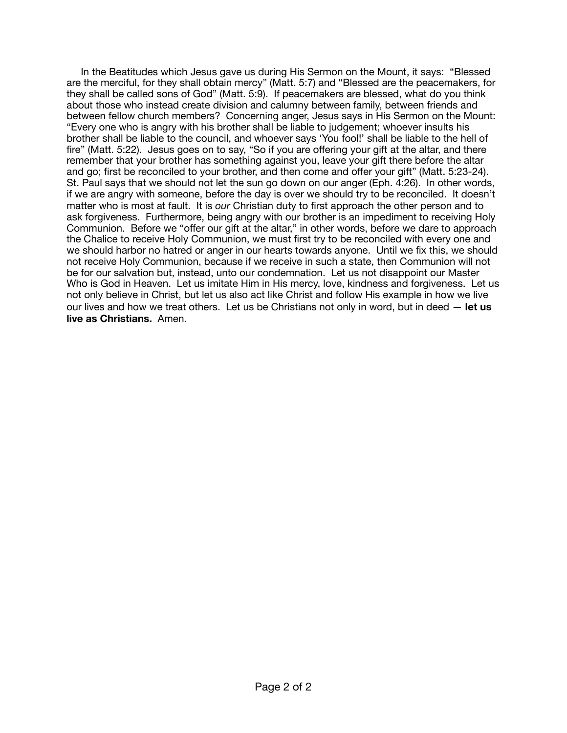In the Beatitudes which Jesus gave us during His Sermon on the Mount, it says: "Blessed are the merciful, for they shall obtain mercy" (Matt. 5:7) and "Blessed are the peacemakers, for they shall be called sons of God" (Matt. 5:9). If peacemakers are blessed, what do you think about those who instead create division and calumny between family, between friends and between fellow church members? Concerning anger, Jesus says in His Sermon on the Mount: "Every one who is angry with his brother shall be liable to judgement; whoever insults his brother shall be liable to the council, and whoever says 'You fool!' shall be liable to the hell of fire" (Matt. 5:22). Jesus goes on to say, "So if you are offering your gift at the altar, and there remember that your brother has something against you, leave your gift there before the altar and go; first be reconciled to your brother, and then come and offer your gift" (Matt. 5:23-24). St. Paul says that we should not let the sun go down on our anger (Eph. 4:26). In other words, if we are angry with someone, before the day is over we should try to be reconciled. It doesn't matter who is most at fault. It is *our* Christian duty to first approach the other person and to ask forgiveness. Furthermore, being angry with our brother is an impediment to receiving Holy Communion. Before we "offer our gift at the altar," in other words, before we dare to approach the Chalice to receive Holy Communion, we must first try to be reconciled with every one and we should harbor no hatred or anger in our hearts towards anyone. Until we fix this, we should not receive Holy Communion, because if we receive in such a state, then Communion will not be for our salvation but, instead, unto our condemnation. Let us not disappoint our Master Who is God in Heaven. Let us imitate Him in His mercy, love, kindness and forgiveness. Let us not only believe in Christ, but let us also act like Christ and follow His example in how we live our lives and how we treat others. Let us be Christians not only in word, but in deed — **let us live as Christians.** Amen.